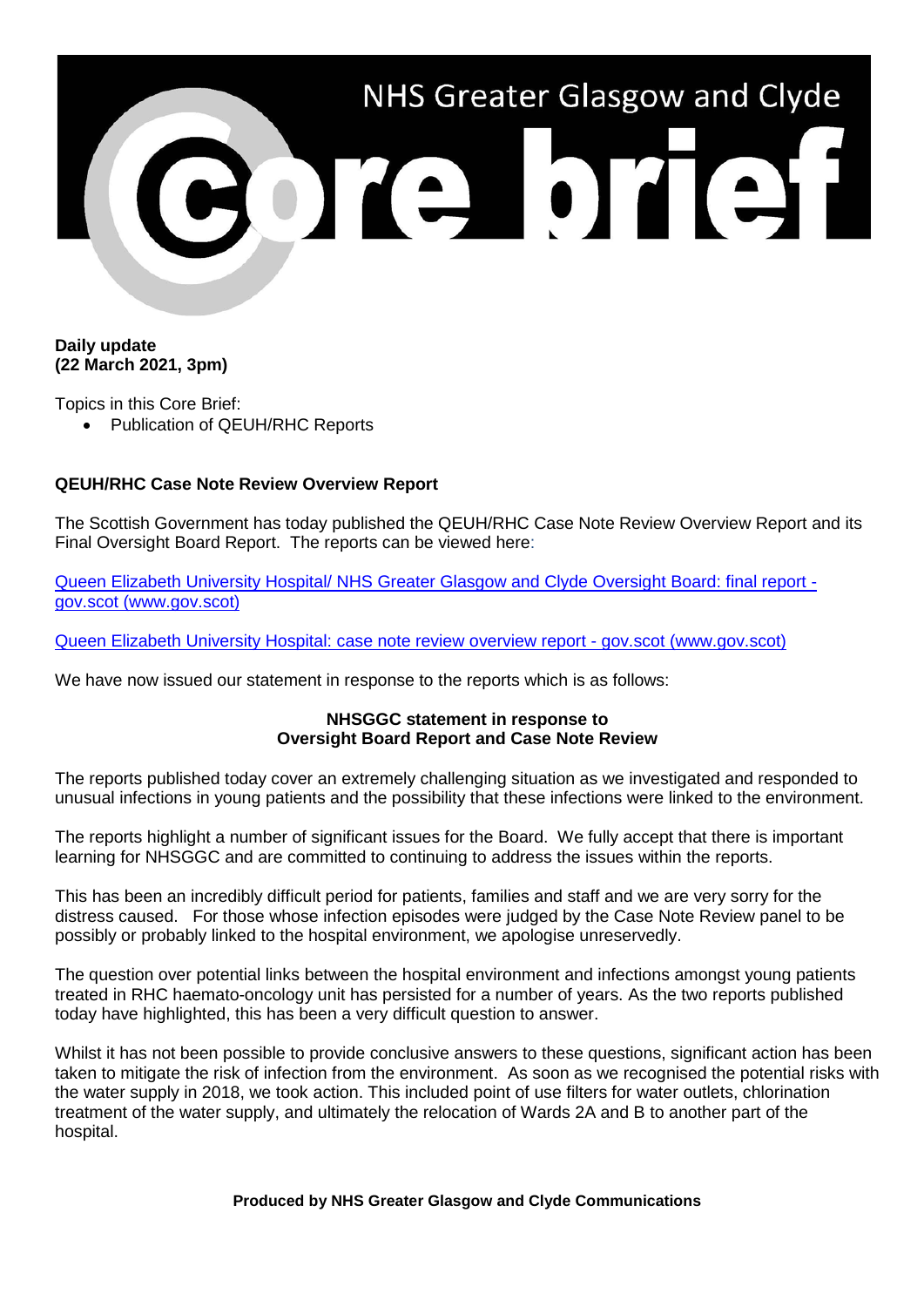# NHS Greater Glasgow and Clyde Core brief

**Daily update**
**(22 March 2021, 3pm)**

Topics in this Core Brief:

- Publication of QEUH/RHC Reports

**QEUH/RHC Case Note Review Overview Report**

The Scottish Government has today published the QEUH/RHC Case Note Review Overview Report and its Final Oversight Board Report. The reports can be viewed here:

[Queen Elizabeth University Hospital/ NHS Greater Glasgow and Clyde Oversight Board: final report - gov.scot (www.gov.scot)]()

[Queen Elizabeth University Hospital: case note review overview report - gov.scot (www.gov.scot)]()

We have now issued our statement in response to the reports which is as follows:

**NHSGGC statement in response to**
**Oversight Board Report and Case Note Review**

The reports published today cover an extremely challenging situation as we investigated and responded to unusual infections in young patients and the possibility that these infections were linked to the environment.

The reports highlight a number of significant issues for the Board. We fully accept that there is important learning for NHSGGC and are committed to continuing to address the issues within the reports.

This has been an incredibly difficult period for patients, families and staff and we are very sorry for the distress caused. For those whose infection episodes were judged by the Case Note Review panel to be possibly or probably linked to the hospital environment, we apologise unreservedly.

The question over potential links between the hospital environment and infections amongst young patients treated in RHC haemato-oncology unit has persisted for a number of years. As the two reports published today have highlighted, this has been a very difficult question to answer.

Whilst it has not been possible to provide conclusive answers to these questions, significant action has been taken to mitigate the risk of infection from the environment. As soon as we recognised the potential risks with the water supply in 2018, we took action. This included point of use filters for water outlets, chlorination treatment of the water supply, and ultimately the relocation of Wards 2A and B to another part of the hospital.

**Produced by NHS Greater Glasgow and Clyde Communications**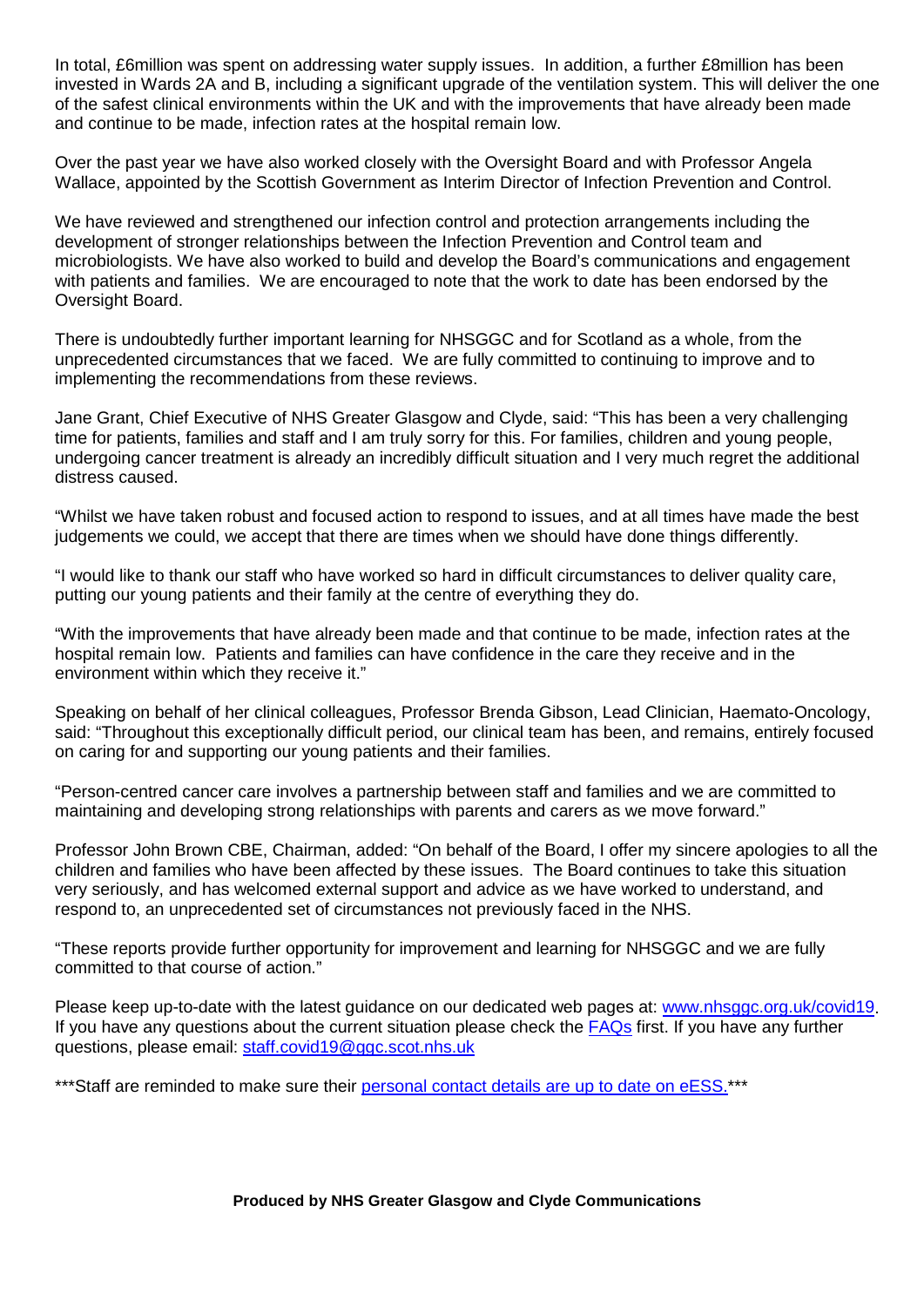In total, £6million was spent on addressing water supply issues. In addition, a further £8million has been invested in Wards 2A and B, including a significant upgrade of the ventilation system. This will deliver the one of the safest clinical environments within the UK and with the improvements that have already been made and continue to be made, infection rates at the hospital remain low.

Over the past year we have also worked closely with the Oversight Board and with Professor Angela Wallace, appointed by the Scottish Government as Interim Director of Infection Prevention and Control.

We have reviewed and strengthened our infection control and protection arrangements including the development of stronger relationships between the Infection Prevention and Control team and microbiologists. We have also worked to build and develop the Board's communications and engagement with patients and families. We are encouraged to note that the work to date has been endorsed by the Oversight Board.

There is undoubtedly further important learning for NHSGGC and for Scotland as a whole, from the unprecedented circumstances that we faced. We are fully committed to continuing to improve and to implementing the recommendations from these reviews.

Jane Grant, Chief Executive of NHS Greater Glasgow and Clyde, said: "This has been a very challenging time for patients, families and staff and I am truly sorry for this. For families, children and young people, undergoing cancer treatment is already an incredibly difficult situation and I very much regret the additional distress caused.

"Whilst we have taken robust and focused action to respond to issues, and at all times have made the best judgements we could, we accept that there are times when we should have done things differently.

"I would like to thank our staff who have worked so hard in difficult circumstances to deliver quality care, putting our young patients and their family at the centre of everything they do.

"With the improvements that have already been made and that continue to be made, infection rates at the hospital remain low. Patients and families can have confidence in the care they receive and in the environment within which they receive it."

Speaking on behalf of her clinical colleagues, Professor Brenda Gibson, Lead Clinician, Haemato-Oncology, said: "Throughout this exceptionally difficult period, our clinical team has been, and remains, entirely focused on caring for and supporting our young patients and their families.

"Person-centred cancer care involves a partnership between staff and families and we are committed to maintaining and developing strong relationships with parents and carers as we move forward."

Professor John Brown CBE, Chairman, added: "On behalf of the Board, I offer my sincere apologies to all the children and families who have been affected by these issues. The Board continues to take this situation very seriously, and has welcomed external support and advice as we have worked to understand, and respond to, an unprecedented set of circumstances not previously faced in the NHS.

"These reports provide further opportunity for improvement and learning for NHSGGC and we are fully committed to that course of action."

Please keep up-to-date with the latest guidance on our dedicated web pages at: www.nhsggc.org.uk/covid19. If you have any questions about the current situation please check the FAQs first. If you have any further questions, please email: staff.covid19@ggc.scot.nhs.uk

***Staff are reminded to make sure their personal contact details are up to date on eESS.***

**Produced by NHS Greater Glasgow and Clyde Communications**